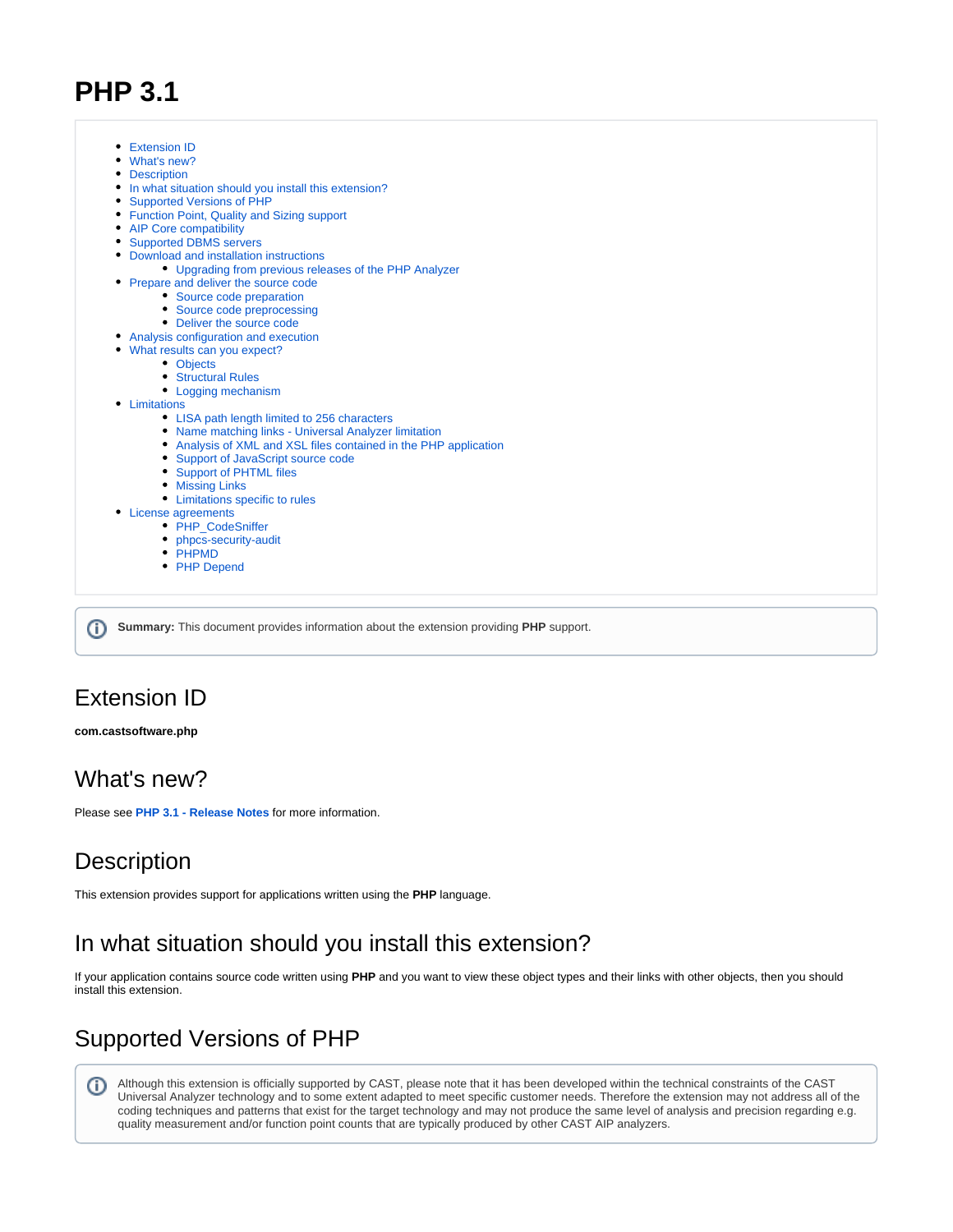# PHP 3.1

- Extension ID
- What's new?
- Description
- In what situation should you install this extension?
- Supported Versions of PHP
- Function Point, Quality and Sizing support
- AIP Core compatibility
- Supported DBMS servers
- Download and installation instructions
  - Upgrading from previous releases of the PHP Analyzer
- Prepare and deliver the source code
  - Source code preparation
  - Source code preprocessing
  - Deliver the source code
- Analysis configuration and execution
- What results can you expect?
  - Objects
  - Structural Rules
  - Logging mechanism
- Limitations
  - LISA path length limited to 256 characters
  - Name matching links - Universal Analyzer limitation
  - Analysis of XML and XSL files contained in the PHP application
  - Support of JavaScript source code
  - Support of PHTML files
  - Missing Links
  - Limitations specific to rules
- License agreements
  - PHP_CodeSniffer
  - phpcs-security-audit
  - PHPMD
  - PHP Depend

**Summary:** This document provides information about the extension providing **PHP** support.

## Extension ID

**com.castsoftware.php**

## What's new?

Please see **PHP 3.1 - Release Notes** for more information.

## Description

This extension provides support for applications written using the **PHP** language.

## In what situation should you install this extension?

If your application contains source code written using **PHP** and you want to view these object types and their links with other objects, then you should install this extension.

## Supported Versions of PHP

Although this extension is officially supported by CAST, please note that it has been developed within the technical constraints of the CAST Universal Analyzer technology and to some extent adapted to meet specific customer needs. Therefore the extension may not address all of the coding techniques and patterns that exist for the target technology and may not produce the same level of analysis and precision regarding e.g. quality measurement and/or function point counts that are typically produced by other CAST AIP analyzers.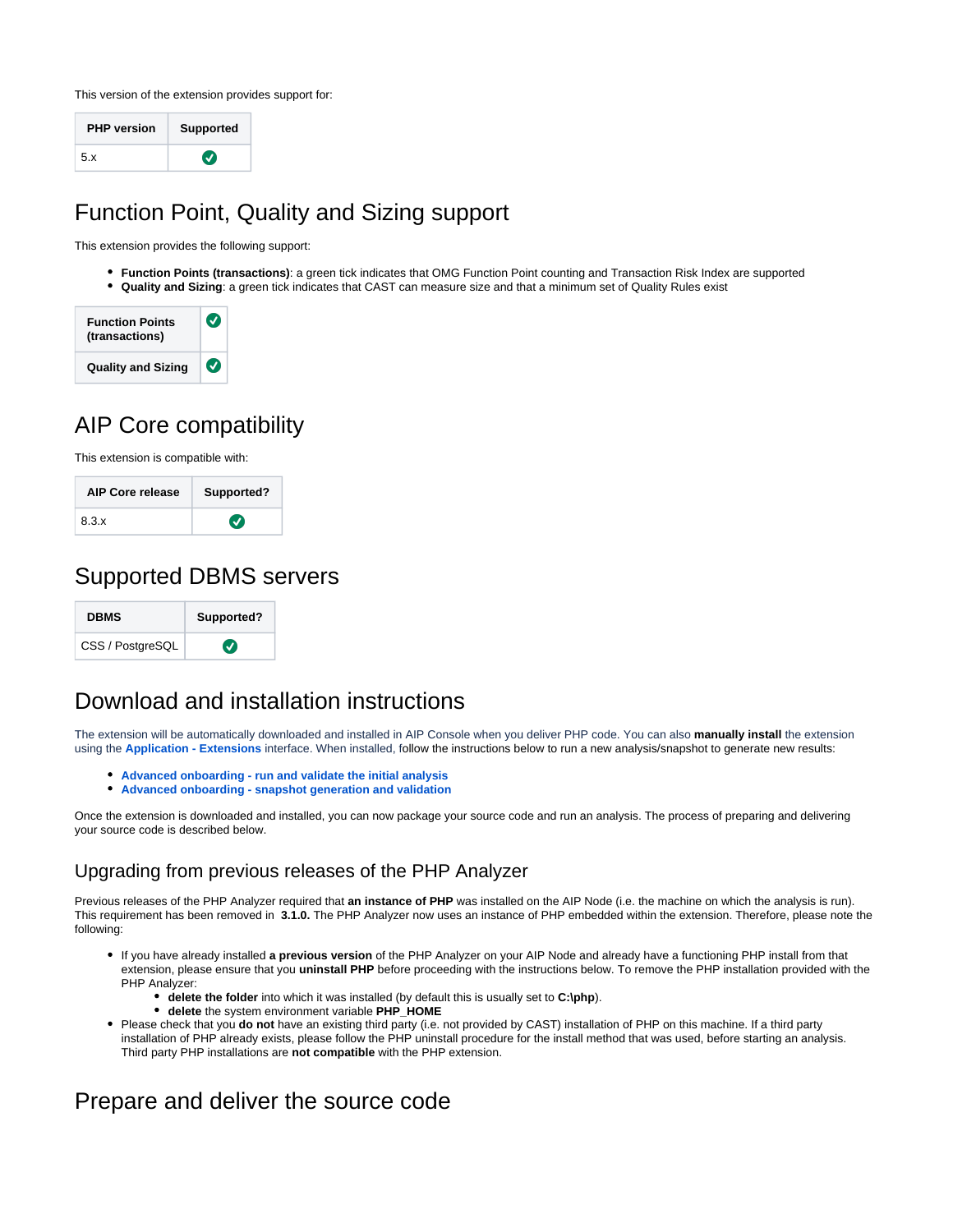This version of the extension provides support for:

| PHP version | Supported |
|---|---|
| 5.x | ✅ |

## Function Point, Quality and Sizing support

This extension provides the following support:

- **Function Points (transactions)**: a green tick indicates that OMG Function Point counting and Transaction Risk Index are supported
- **Quality and Sizing**: a green tick indicates that CAST can measure size and that a minimum set of Quality Rules exist

| | |
|---|---|
| **Function Points (transactions)** | ✅ |
| **Quality and Sizing** | ✅ |

## AIP Core compatibility

This extension is compatible with:

| AIP Core release | Supported? |
|---|---|
| 8.3.x | ✅ |

## Supported DBMS servers

| DBMS | Supported? |
|---|---|
| CSS / PostgreSQL | ✅ |

## Download and installation instructions

The extension will be automatically downloaded and installed in AIP Console when you deliver PHP code. You can also **manually install** the extension using the **Application - Extensions** interface. When installed, follow the instructions below to run a new analysis/snapshot to generate new results:

- **Advanced onboarding - run and validate the initial analysis**
- **Advanced onboarding - snapshot generation and validation**

Once the extension is downloaded and installed, you can now package your source code and run an analysis. The process of preparing and delivering your source code is described below.

### Upgrading from previous releases of the PHP Analyzer

Previous releases of the PHP Analyzer required that **an instance of PHP** was installed on the AIP Node (i.e. the machine on which the analysis is run). This requirement has been removed in **3.1.0.** The PHP Analyzer now uses an instance of PHP embedded within the extension. Therefore, please note the following:

- If you have already installed **a previous version** of the PHP Analyzer on your AIP Node and already have a functioning PHP install from that extension, please ensure that you **uninstall PHP** before proceeding with the instructions below. To remove the PHP installation provided with the PHP Analyzer:
  - **delete the folder** into which it was installed (by default this is usually set to **C:\php**).
  - **delete** the system environment variable **PHP_HOME**
- Please check that you **do not** have an existing third party (i.e. not provided by CAST) installation of PHP on this machine. If a third party installation of PHP already exists, please follow the PHP uninstall procedure for the install method that was used, before starting an analysis. Third party PHP installations are **not compatible** with the PHP extension.

## Prepare and deliver the source code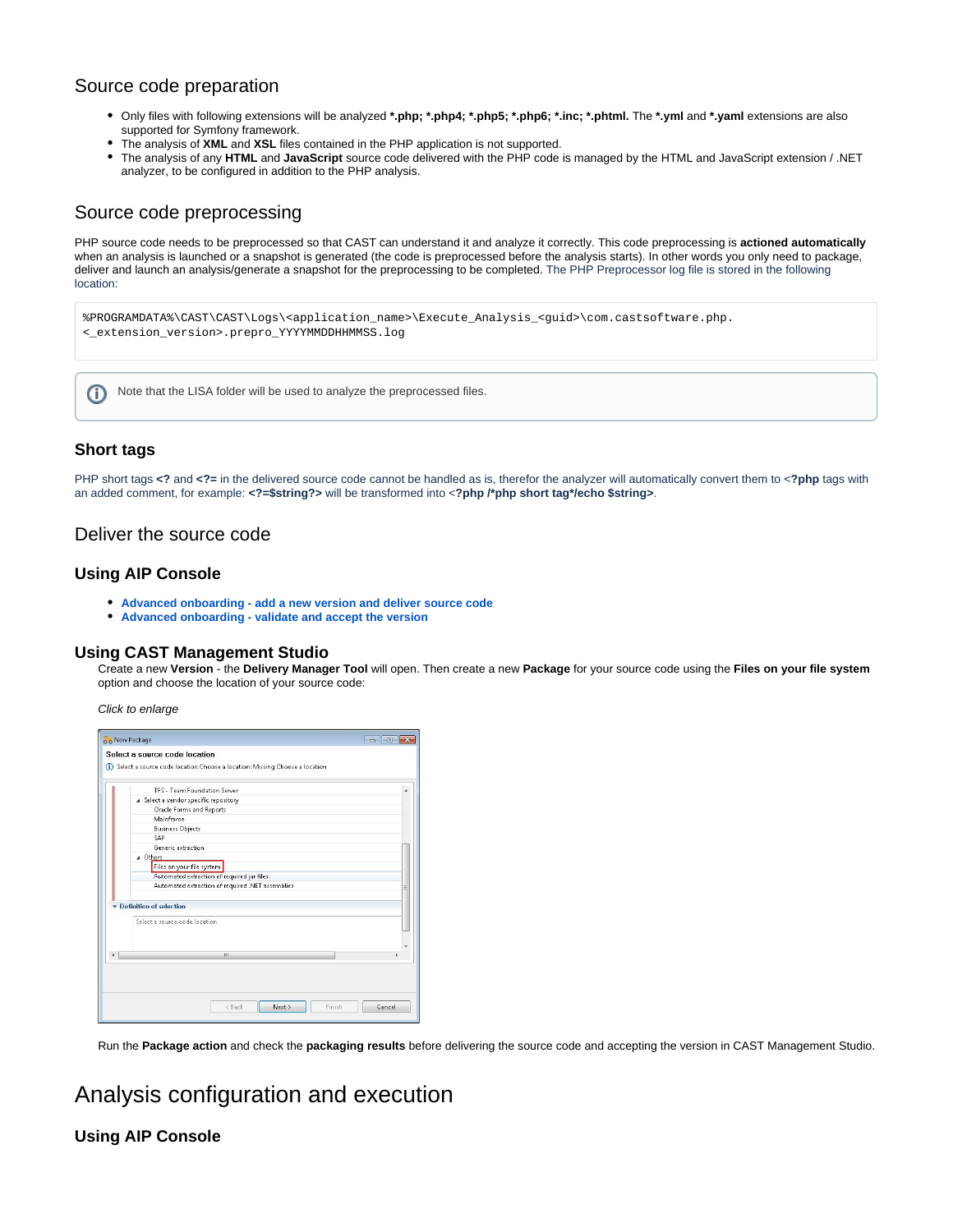## Source code preparation

- Only files with following extensions will be analyzed **\*.php; \*.php4; \*.php5; \*.php6; \*.inc; \*.phtml.** The **\*.yml** and **\*.yaml** extensions are also supported for Symfony framework.
- The analysis of **XML** and **XSL** files contained in the PHP application is not supported.
- The analysis of any **HTML** and **JavaScript** source code delivered with the PHP code is managed by the HTML and JavaScript extension / .NET analyzer, to be configured in addition to the PHP analysis.

## Source code preprocessing

PHP source code needs to be preprocessed so that CAST can understand it and analyze it correctly. This code preprocessing is **actioned automatically** when an analysis is launched or a snapshot is generated (the code is preprocessed before the analysis starts). In other words you only need to package, deliver and launch an analysis/generate a snapshot for the preprocessing to be completed. The PHP Preprocessor log file is stored in the following location:

```
%PROGRAMDATA%\CAST\CAST\Logs\<application_name>\Execute_Analysis_<guid>\com.castsoftware.php.
<_extension_version>.prepro_YYYYMMDDHHMMSS.log
```

Note that the LISA folder will be used to analyze the preprocessed files.

### Short tags

PHP short tags **<?** and **<?=** in the delivered source code cannot be handled as is, therefor the analyzer will automatically convert them to <**?php** tags with an added comment, for example: **<?=$string?>** will be transformed into <**?php /\*php short tag\*/echo $string>**.

## Deliver the source code

### Using AIP Console

- **Advanced onboarding - add a new version and deliver source code**
- **Advanced onboarding - validate and accept the version**

### Using CAST Management Studio

Create a new **Version** - the **Delivery Manager Tool** will open. Then create a new **Package** for your source code using the **Files on your file system** option and choose the location of your source code:

*Click to enlarge*

Run the **Package action** and check the **packaging results** before delivering the source code and accepting the version in CAST Management Studio.

# Analysis configuration and execution

### Using AIP Console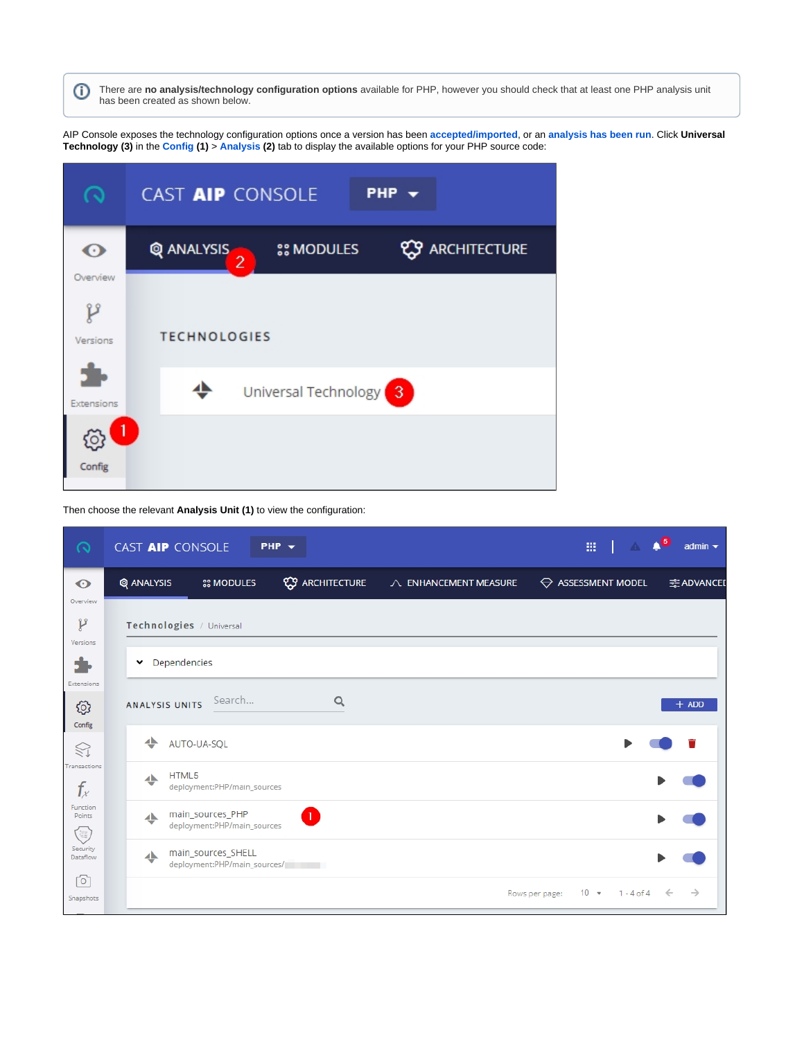There are **no analysis/technology configuration options** available for PHP, however you should check that at least one PHP analysis unit has been created as shown below.

AIP Console exposes the technology configuration options once a version has been **accepted/imported**, or an **analysis has been run**. Click **Universal Technology (3)** in the **Config (1)** > **Analysis (2)** tab to display the available options for your PHP source code:

Then choose the relevant **Analysis Unit (1)** to view the configuration: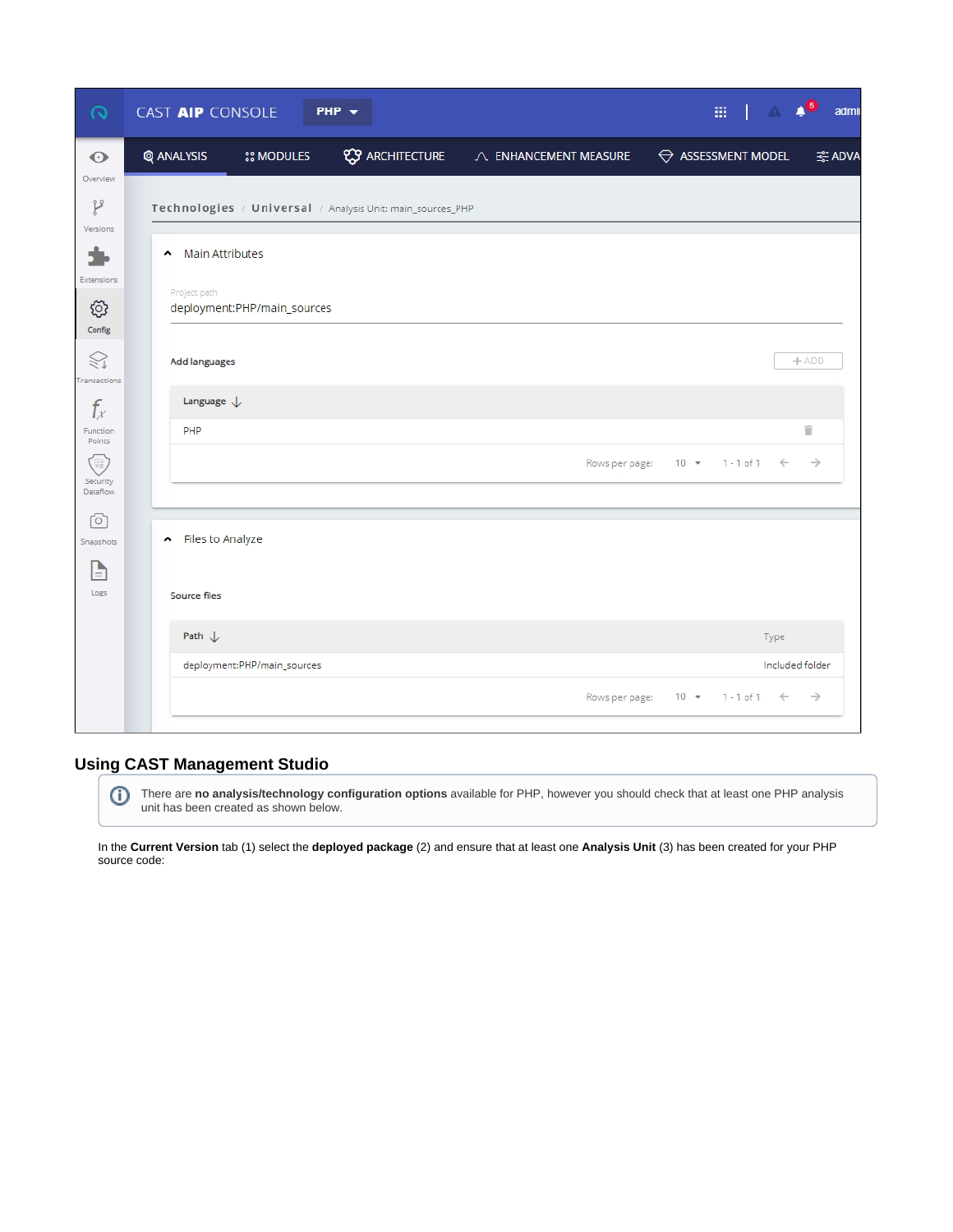## Using CAST Management Studio

> There are **no analysis/technology configuration options** available for PHP, however you should check that at least one PHP analysis unit has been created as shown below.

In the **Current Version** tab (1) select the **deployed package** (2) and ensure that at least one **Analysis Unit** (3) has been created for your PHP source code: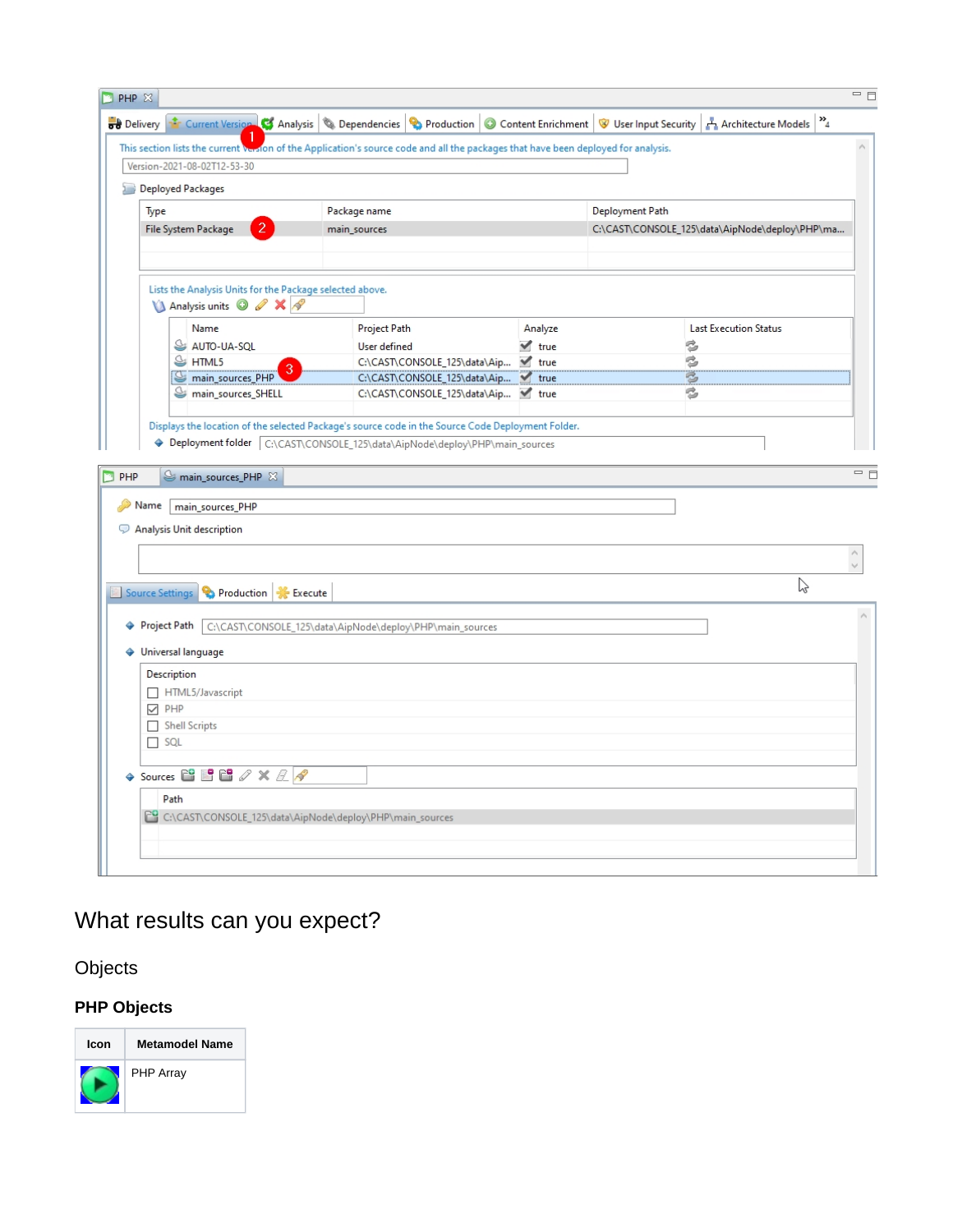## What results can you expect?

### Objects

#### PHP Objects

| Icon | Metamodel Name |
| --- | --- |
|  | PHP Array |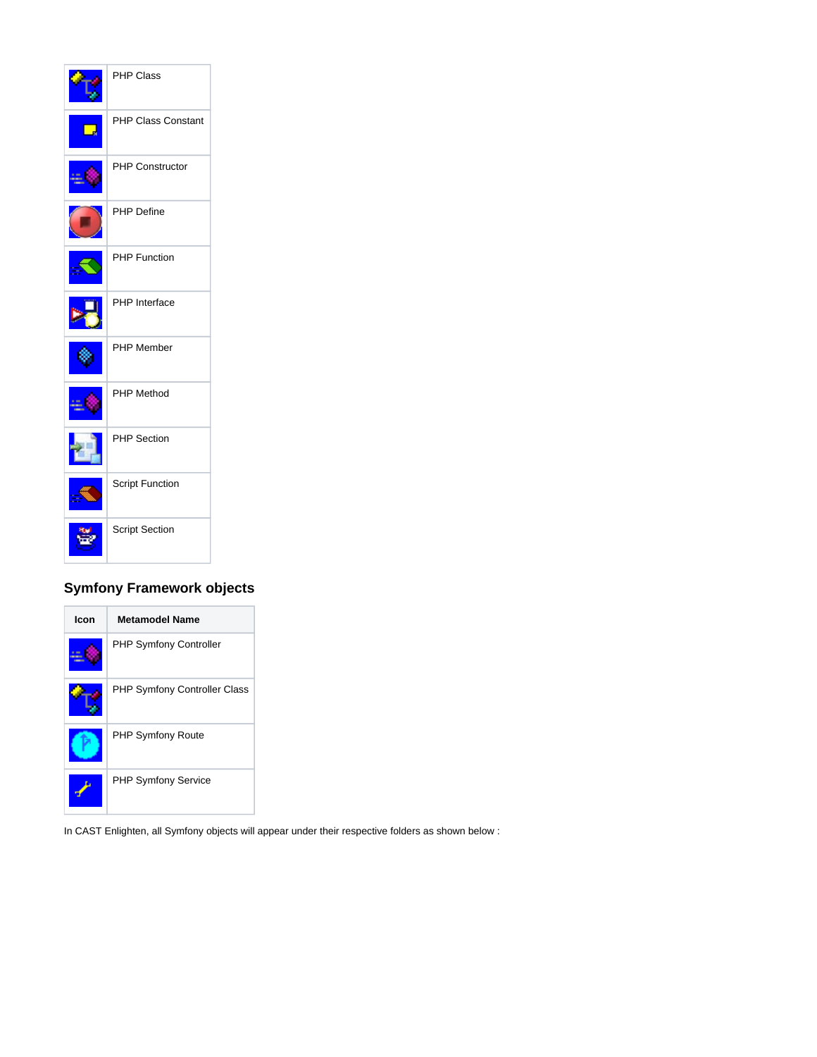| Icon | Metamodel Name |
|---|---|
| | PHP Class |
| | PHP Class Constant |
| | PHP Constructor |
| | PHP Define |
| | PHP Function |
| | PHP Interface |
| | PHP Member |
| | PHP Method |
| | PHP Section |
| | Script Function |
| | Script Section |

## Symfony Framework objects

| Icon | Metamodel Name |
|---|---|
| | PHP Symfony Controller |
| | PHP Symfony Controller Class |
| | PHP Symfony Route |
| | PHP Symfony Service |

In CAST Enlighten, all Symfony objects will appear under their respective folders as shown below :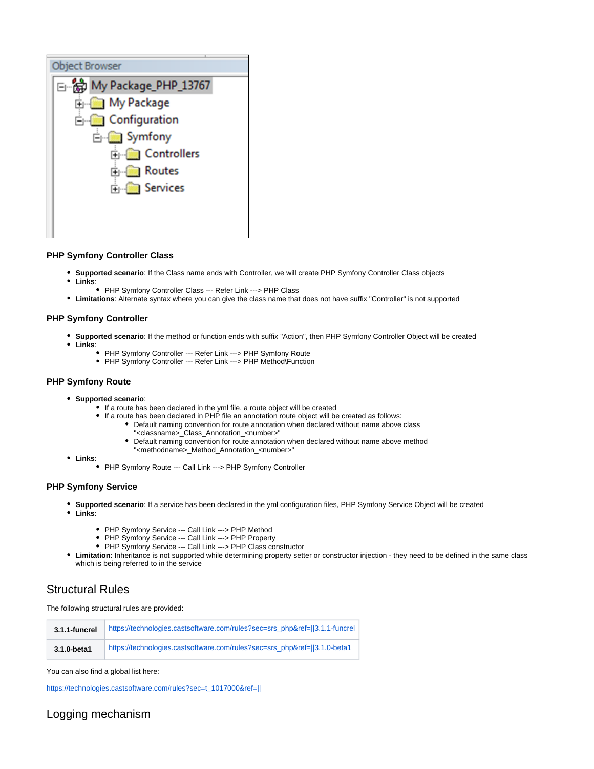### PHP Symfony Controller Class

- **Supported scenario**: If the Class name ends with Controller, we will create PHP Symfony Controller Class objects
- **Links**:
  - PHP Symfony Controller Class --- Refer Link ---> PHP Class
- **Limitations**: Alternate syntax where you can give the class name that does not have suffix "Controller" is not supported

### PHP Symfony Controller

- **Supported scenario**: If the method or function ends with suffix "Action", then PHP Symfony Controller Object will be created
- **Links**:
  - PHP Symfony Controller --- Refer Link ---> PHP Symfony Route
  - PHP Symfony Controller --- Refer Link ---> PHP Method\Function

### PHP Symfony Route

- **Supported scenario**:
  - If a route has been declared in the yml file, a route object will be created
  - If a route has been declared in PHP file an annotation route object will be created as follows:
    - Default naming convention for route annotation when declared without name above class "<classname>_Class_Annotation_<number>"
    - Default naming convention for route annotation when declared without name above method "<methodname>_Method_Annotation_<number>"
- **Links**:
  - PHP Symfony Route --- Call Link ---> PHP Symfony Controller

### PHP Symfony Service

- **Supported scenario**: If a service has been declared in the yml configuration files, PHP Symfony Service Object will be created
- **Links**:
  - PHP Symfony Service --- Call Link ---> PHP Method
  - PHP Symfony Service --- Call Link ---> PHP Property
  - PHP Symfony Service --- Call Link ---> PHP Class constructor
- **Limitation**: Inheritance is not supported while determining property setter or constructor injection - they need to be defined in the same class which is being referred to in the service

## Structural Rules

The following structural rules are provided:

| | |
|---|---|
| **3.1.1-funcrel** | https://technologies.castsoftware.com/rules?sec=srs_php&ref=\|\|3.1.1-funcrel |
| **3.1.0-beta1** | https://technologies.castsoftware.com/rules?sec=srs_php&ref=\|\|3.1.0-beta1 |

You can also find a global list here:

https://technologies.castsoftware.com/rules?sec=t_1017000&ref=||

## Logging mechanism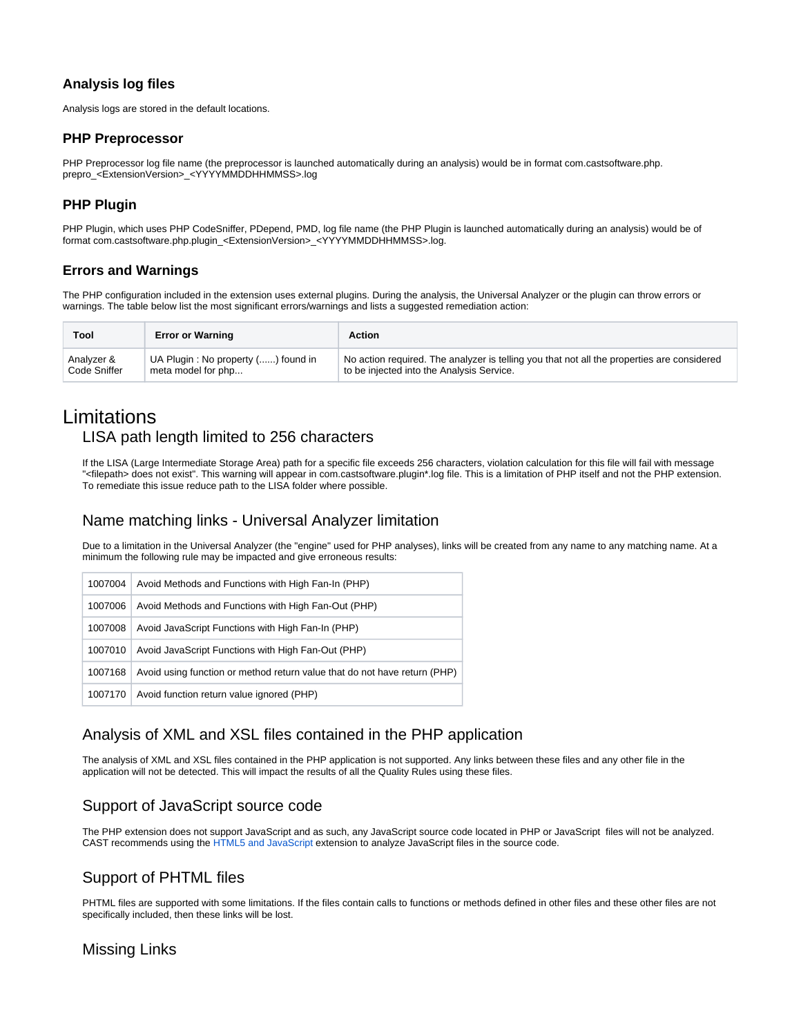### Analysis log files

Analysis logs are stored in the default locations.

### PHP Preprocessor

PHP Preprocessor log file name (the preprocessor is launched automatically during an analysis) would be in format com.castsoftware.php.prepro_<ExtensionVersion>_<YYYYMMDDHHMMSS>.log

### PHP Plugin

PHP Plugin, which uses PHP CodeSniffer, PDepend, PMD, log file name (the PHP Plugin is launched automatically during an analysis) would be of format com.castsoftware.php.plugin_<ExtensionVersion>_<YYYYMMDDHHMMSS>.log.

### Errors and Warnings

The PHP configuration included in the extension uses external plugins. During the analysis, the Universal Analyzer or the plugin can throw errors or warnings. The table below list the most significant errors/warnings and lists a suggested remediation action:

| Tool | Error or Warning | Action |
|---|---|---|
| Analyzer & Code Sniffer | UA Plugin : No property (......) found in meta model for php... | No action required. The analyzer is telling you that not all the properties are considered to be injected into the Analysis Service. |

# Limitations

## LISA path length limited to 256 characters

If the LISA (Large Intermediate Storage Area) path for a specific file exceeds 256 characters, violation calculation for this file will fail with message "<filepath> does not exist". This warning will appear in com.castsoftware.plugin*.log file. This is a limitation of PHP itself and not the PHP extension. To remediate this issue reduce path to the LISA folder where possible.

## Name matching links - Universal Analyzer limitation

Due to a limitation in the Universal Analyzer (the "engine" used for PHP analyses), links will be created from any name to any matching name. At a minimum the following rule may be impacted and give erroneous results:

| | |
|---|---|
| 1007004 | Avoid Methods and Functions with High Fan-In (PHP) |
| 1007006 | Avoid Methods and Functions with High Fan-Out (PHP) |
| 1007008 | Avoid JavaScript Functions with High Fan-In (PHP) |
| 1007010 | Avoid JavaScript Functions with High Fan-Out (PHP) |
| 1007168 | Avoid using function or method return value that do not have return (PHP) |
| 1007170 | Avoid function return value ignored (PHP) |

## Analysis of XML and XSL files contained in the PHP application

The analysis of XML and XSL files contained in the PHP application is not supported. Any links between these files and any other file in the application will not be detected. This will impact the results of all the Quality Rules using these files.

## Support of JavaScript source code

The PHP extension does not support JavaScript and as such, any JavaScript source code located in PHP or JavaScript files will not be analyzed. CAST recommends using the HTML5 and JavaScript extension to analyze JavaScript files in the source code.

## Support of PHTML files

PHTML files are supported with some limitations. If the files contain calls to functions or methods defined in other files and these other files are not specifically included, then these links will be lost.

## Missing Links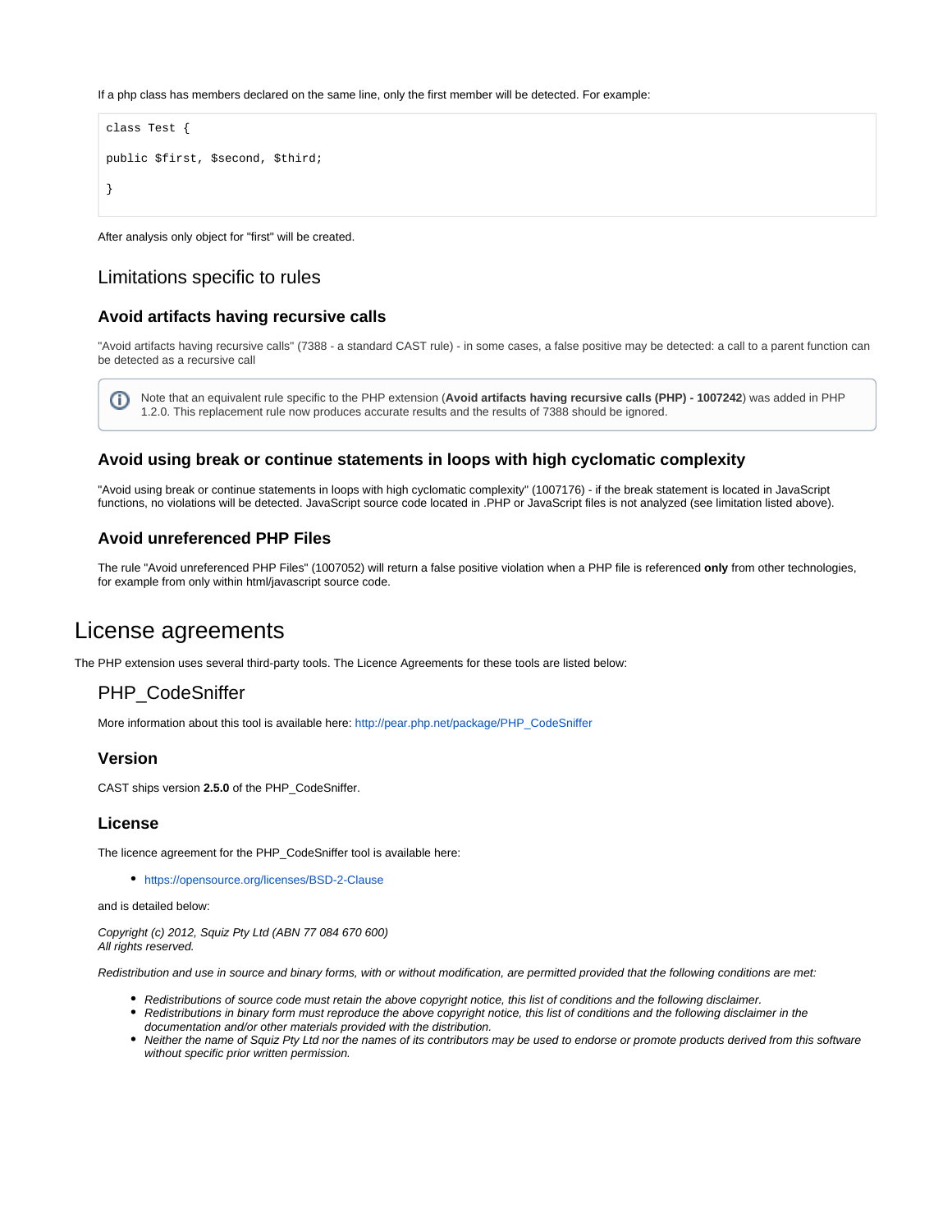If a php class has members declared on the same line, only the first member will be detected. For example:

```
class Test {

public $first, $second, $third;

}
```

After analysis only object for "first" will be created.

## Limitations specific to rules

### Avoid artifacts having recursive calls

"Avoid artifacts having recursive calls" (7388 - a standard CAST rule) - in some cases, a false positive may be detected: a call to a parent function can be detected as a recursive call

> Note that an equivalent rule specific to the PHP extension (**Avoid artifacts having recursive calls (PHP) - 1007242**) was added in PHP 1.2.0. This replacement rule now produces accurate results and the results of 7388 should be ignored.

### Avoid using break or continue statements in loops with high cyclomatic complexity

"Avoid using break or continue statements in loops with high cyclomatic complexity" (1007176) - if the break statement is located in JavaScript functions, no violations will be detected. JavaScript source code located in .PHP or JavaScript files is not analyzed (see limitation listed above).

### Avoid unreferenced PHP Files

The rule "Avoid unreferenced PHP Files" (1007052) will return a false positive violation when a PHP file is referenced **only** from other technologies, for example from only within html/javascript source code.

# License agreements

The PHP extension uses several third-party tools. The Licence Agreements for these tools are listed below:

## PHP_CodeSniffer

More information about this tool is available here: http://pear.php.net/package/PHP_CodeSniffer

### Version

CAST ships version **2.5.0** of the PHP_CodeSniffer.

### License

The licence agreement for the PHP_CodeSniffer tool is available here:

- https://opensource.org/licenses/BSD-2-Clause

and is detailed below:

*Copyright (c) 2012, Squiz Pty Ltd (ABN 77 084 670 600)*
*All rights reserved.*

*Redistribution and use in source and binary forms, with or without modification, are permitted provided that the following conditions are met:*

- *Redistributions of source code must retain the above copyright notice, this list of conditions and the following disclaimer.*
- *Redistributions in binary form must reproduce the above copyright notice, this list of conditions and the following disclaimer in the documentation and/or other materials provided with the distribution.*
- *Neither the name of Squiz Pty Ltd nor the names of its contributors may be used to endorse or promote products derived from this software without specific prior written permission.*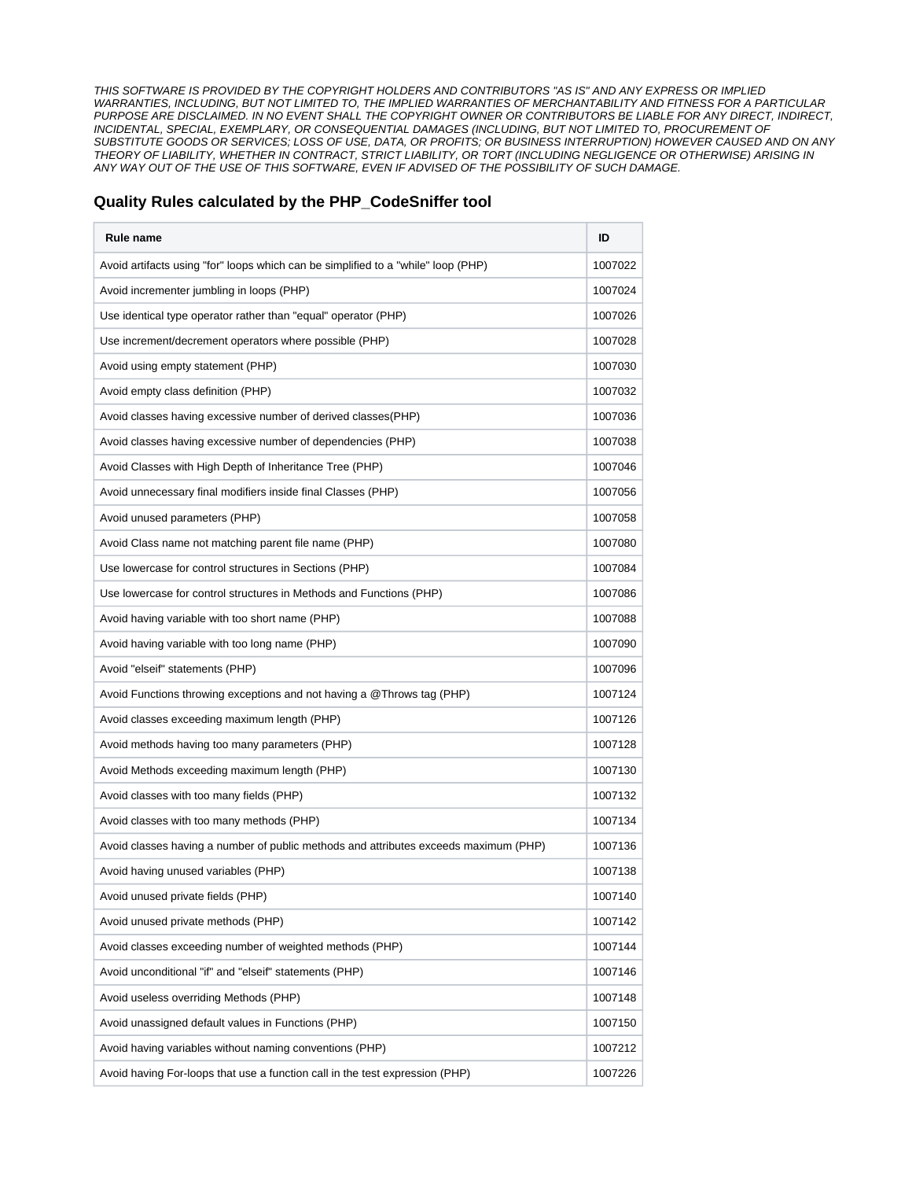*THIS SOFTWARE IS PROVIDED BY THE COPYRIGHT HOLDERS AND CONTRIBUTORS "AS IS" AND ANY EXPRESS OR IMPLIED WARRANTIES, INCLUDING, BUT NOT LIMITED TO, THE IMPLIED WARRANTIES OF MERCHANTABILITY AND FITNESS FOR A PARTICULAR PURPOSE ARE DISCLAIMED. IN NO EVENT SHALL THE COPYRIGHT OWNER OR CONTRIBUTORS BE LIABLE FOR ANY DIRECT, INDIRECT, INCIDENTAL, SPECIAL, EXEMPLARY, OR CONSEQUENTIAL DAMAGES (INCLUDING, BUT NOT LIMITED TO, PROCUREMENT OF SUBSTITUTE GOODS OR SERVICES; LOSS OF USE, DATA, OR PROFITS; OR BUSINESS INTERRUPTION) HOWEVER CAUSED AND ON ANY THEORY OF LIABILITY, WHETHER IN CONTRACT, STRICT LIABILITY, OR TORT (INCLUDING NEGLIGENCE OR OTHERWISE) ARISING IN ANY WAY OUT OF THE USE OF THIS SOFTWARE, EVEN IF ADVISED OF THE POSSIBILITY OF SUCH DAMAGE.*

## Quality Rules calculated by the PHP_CodeSniffer tool

| Rule name | ID |
|---|---|
| Avoid artifacts using "for" loops which can be simplified to a "while" loop (PHP) | 1007022 |
| Avoid incrementer jumbling in loops (PHP) | 1007024 |
| Use identical type operator rather than "equal" operator (PHP) | 1007026 |
| Use increment/decrement operators where possible (PHP) | 1007028 |
| Avoid using empty statement (PHP) | 1007030 |
| Avoid empty class definition (PHP) | 1007032 |
| Avoid classes having excessive number of derived classes(PHP) | 1007036 |
| Avoid classes having excessive number of dependencies (PHP) | 1007038 |
| Avoid Classes with High Depth of Inheritance Tree (PHP) | 1007046 |
| Avoid unnecessary final modifiers inside final Classes (PHP) | 1007056 |
| Avoid unused parameters (PHP) | 1007058 |
| Avoid Class name not matching parent file name (PHP) | 1007080 |
| Use lowercase for control structures in Sections (PHP) | 1007084 |
| Use lowercase for control structures in Methods and Functions (PHP) | 1007086 |
| Avoid having variable with too short name (PHP) | 1007088 |
| Avoid having variable with too long name (PHP) | 1007090 |
| Avoid "elseif" statements (PHP) | 1007096 |
| Avoid Functions throwing exceptions and not having a @Throws tag (PHP) | 1007124 |
| Avoid classes exceeding maximum length (PHP) | 1007126 |
| Avoid methods having too many parameters (PHP) | 1007128 |
| Avoid Methods exceeding maximum length (PHP) | 1007130 |
| Avoid classes with too many fields (PHP) | 1007132 |
| Avoid classes with too many methods (PHP) | 1007134 |
| Avoid classes having a number of public methods and attributes exceeds maximum (PHP) | 1007136 |
| Avoid having unused variables (PHP) | 1007138 |
| Avoid unused private fields (PHP) | 1007140 |
| Avoid unused private methods (PHP) | 1007142 |
| Avoid classes exceeding number of weighted methods (PHP) | 1007144 |
| Avoid unconditional "if" and "elseif" statements (PHP) | 1007146 |
| Avoid useless overriding Methods (PHP) | 1007148 |
| Avoid unassigned default values in Functions (PHP) | 1007150 |
| Avoid having variables without naming conventions (PHP) | 1007212 |
| Avoid having For-loops that use a function call in the test expression (PHP) | 1007226 |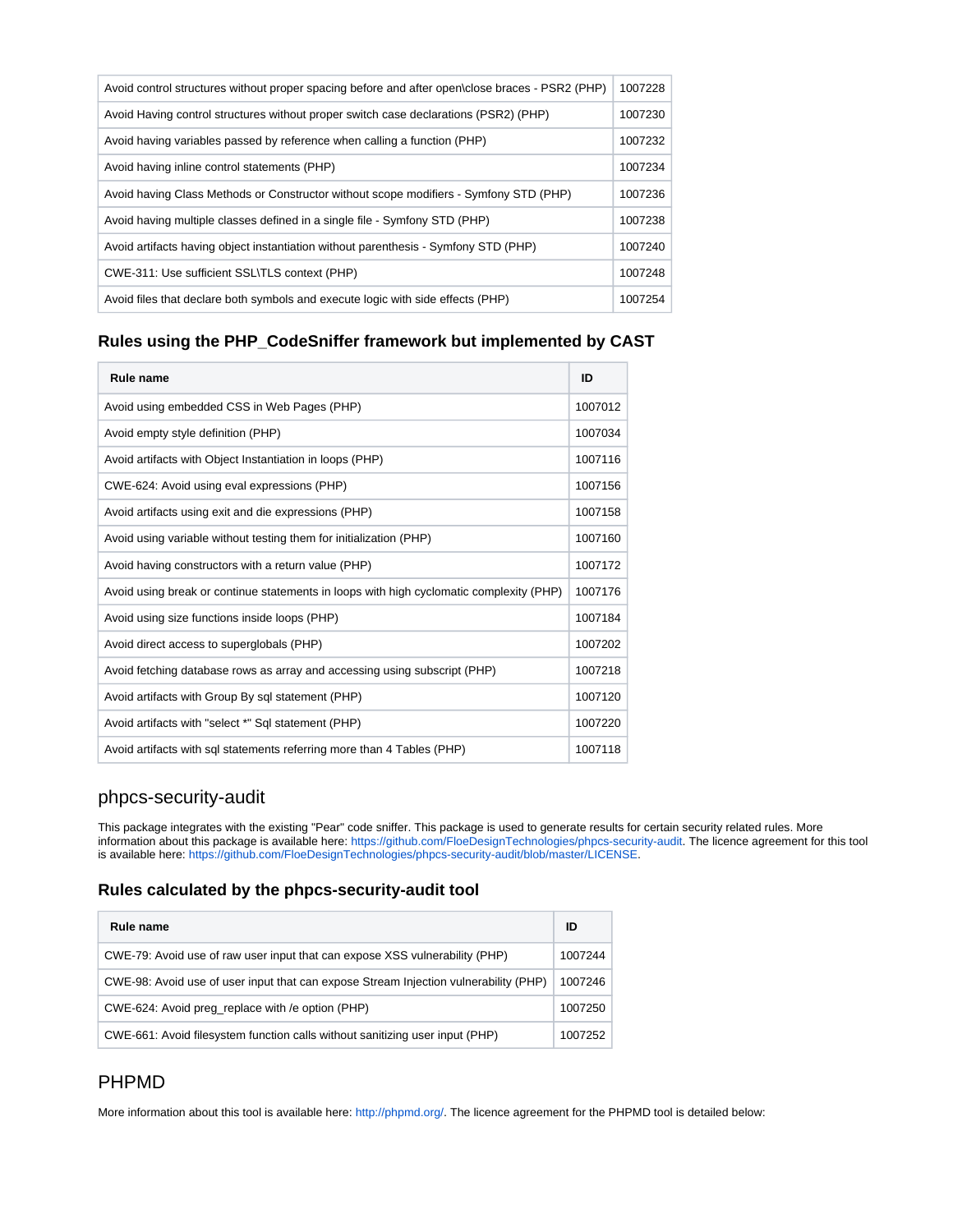| | |
|---|---|
| Avoid control structures without proper spacing before and after open\close braces - PSR2 (PHP) | 1007228 |
| Avoid Having control structures without proper switch case declarations (PSR2) (PHP) | 1007230 |
| Avoid having variables passed by reference when calling a function (PHP) | 1007232 |
| Avoid having inline control statements (PHP) | 1007234 |
| Avoid having Class Methods or Constructor without scope modifiers - Symfony STD (PHP) | 1007236 |
| Avoid having multiple classes defined in a single file - Symfony STD (PHP) | 1007238 |
| Avoid artifacts having object instantiation without parenthesis - Symfony STD (PHP) | 1007240 |
| CWE-311: Use sufficient SSL\TLS context (PHP) | 1007248 |
| Avoid files that declare both symbols and execute logic with side effects (PHP) | 1007254 |

### Rules using the PHP_CodeSniffer framework but implemented by CAST

| Rule name | ID |
|---|---|
| Avoid using embedded CSS in Web Pages (PHP) | 1007012 |
| Avoid empty style definition (PHP) | 1007034 |
| Avoid artifacts with Object Instantiation in loops (PHP) | 1007116 |
| CWE-624: Avoid using eval expressions (PHP) | 1007156 |
| Avoid artifacts using exit and die expressions (PHP) | 1007158 |
| Avoid using variable without testing them for initialization (PHP) | 1007160 |
| Avoid having constructors with a return value (PHP) | 1007172 |
| Avoid using break or continue statements in loops with high cyclomatic complexity (PHP) | 1007176 |
| Avoid using size functions inside loops (PHP) | 1007184 |
| Avoid direct access to superglobals (PHP) | 1007202 |
| Avoid fetching database rows as array and accessing using subscript (PHP) | 1007218 |
| Avoid artifacts with Group By sql statement (PHP) | 1007120 |
| Avoid artifacts with "select *" Sql statement (PHP) | 1007220 |
| Avoid artifacts with sql statements referring more than 4 Tables (PHP) | 1007118 |

## phpcs-security-audit

This package integrates with the existing "Pear" code sniffer. This package is used to generate results for certain security related rules. More information about this package is available here: https://github.com/FloeDesignTechnologies/phpcs-security-audit. The licence agreement for this tool is available here: https://github.com/FloeDesignTechnologies/phpcs-security-audit/blob/master/LICENSE.

### Rules calculated by the phpcs-security-audit tool

| Rule name | ID |
|---|---|
| CWE-79: Avoid use of raw user input that can expose XSS vulnerability (PHP) | 1007244 |
| CWE-98: Avoid use of user input that can expose Stream Injection vulnerability (PHP) | 1007246 |
| CWE-624: Avoid preg_replace with /e option (PHP) | 1007250 |
| CWE-661: Avoid filesystem function calls without sanitizing user input (PHP) | 1007252 |

## PHPMD

More information about this tool is available here: http://phpmd.org/. The licence agreement for the PHPMD tool is detailed below: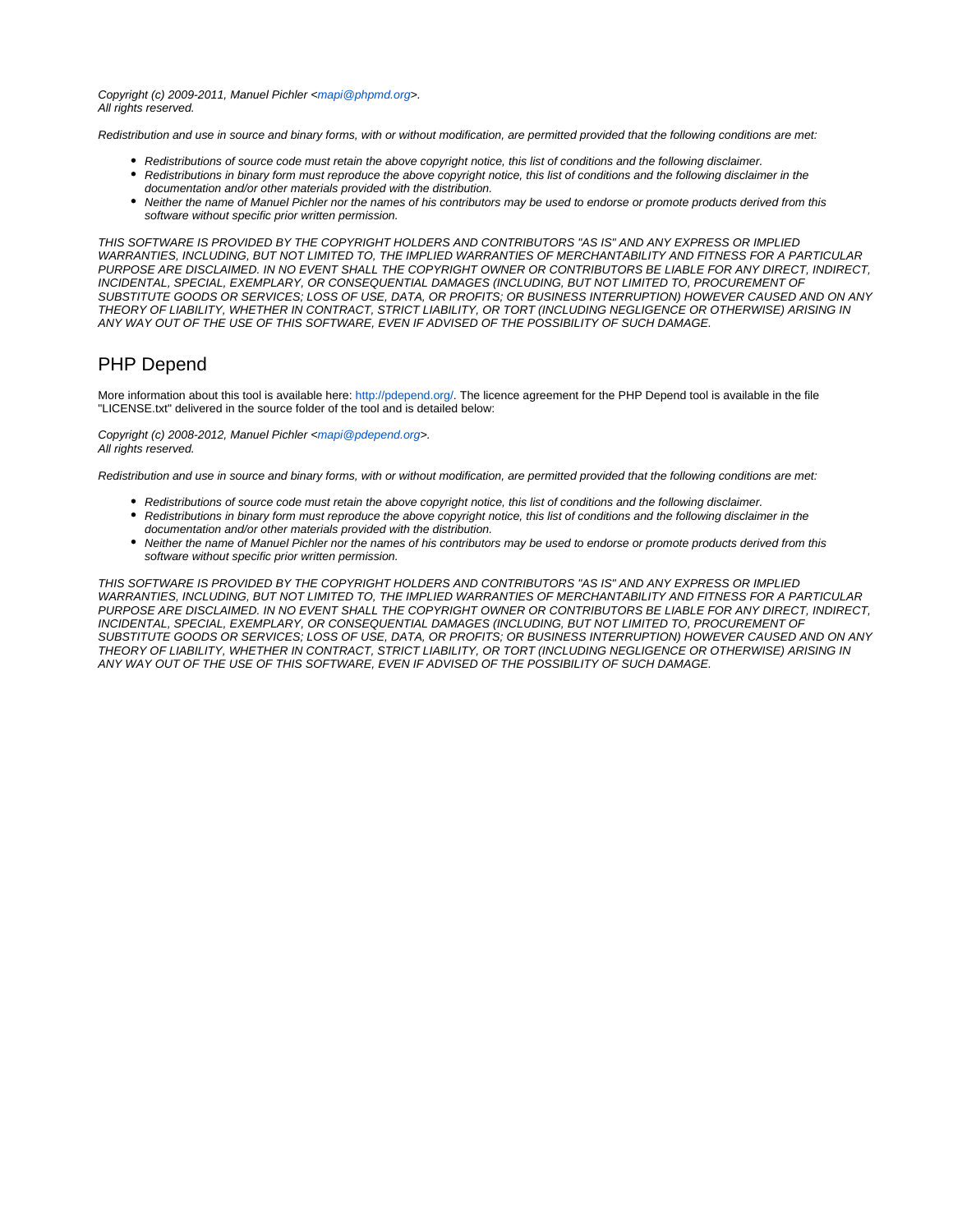*Copyright (c) 2009-2011, Manuel Pichler <mapi@phpmd.org>.*
*All rights reserved.*

*Redistribution and use in source and binary forms, with or without modification, are permitted provided that the following conditions are met:*

- *Redistributions of source code must retain the above copyright notice, this list of conditions and the following disclaimer.*
- *Redistributions in binary form must reproduce the above copyright notice, this list of conditions and the following disclaimer in the documentation and/or other materials provided with the distribution.*
- *Neither the name of Manuel Pichler nor the names of his contributors may be used to endorse or promote products derived from this software without specific prior written permission.*

*THIS SOFTWARE IS PROVIDED BY THE COPYRIGHT HOLDERS AND CONTRIBUTORS "AS IS" AND ANY EXPRESS OR IMPLIED WARRANTIES, INCLUDING, BUT NOT LIMITED TO, THE IMPLIED WARRANTIES OF MERCHANTABILITY AND FITNESS FOR A PARTICULAR PURPOSE ARE DISCLAIMED. IN NO EVENT SHALL THE COPYRIGHT OWNER OR CONTRIBUTORS BE LIABLE FOR ANY DIRECT, INDIRECT, INCIDENTAL, SPECIAL, EXEMPLARY, OR CONSEQUENTIAL DAMAGES (INCLUDING, BUT NOT LIMITED TO, PROCUREMENT OF SUBSTITUTE GOODS OR SERVICES; LOSS OF USE, DATA, OR PROFITS; OR BUSINESS INTERRUPTION) HOWEVER CAUSED AND ON ANY THEORY OF LIABILITY, WHETHER IN CONTRACT, STRICT LIABILITY, OR TORT (INCLUDING NEGLIGENCE OR OTHERWISE) ARISING IN ANY WAY OUT OF THE USE OF THIS SOFTWARE, EVEN IF ADVISED OF THE POSSIBILITY OF SUCH DAMAGE.*

## PHP Depend

More information about this tool is available here: http://pdepend.org/. The licence agreement for the PHP Depend tool is available in the file "LICENSE.txt" delivered in the source folder of the tool and is detailed below:

*Copyright (c) 2008-2012, Manuel Pichler <mapi@pdepend.org>.*
*All rights reserved.*

*Redistribution and use in source and binary forms, with or without modification, are permitted provided that the following conditions are met:*

- *Redistributions of source code must retain the above copyright notice, this list of conditions and the following disclaimer.*
- *Redistributions in binary form must reproduce the above copyright notice, this list of conditions and the following disclaimer in the documentation and/or other materials provided with the distribution.*
- *Neither the name of Manuel Pichler nor the names of his contributors may be used to endorse or promote products derived from this software without specific prior written permission.*

*THIS SOFTWARE IS PROVIDED BY THE COPYRIGHT HOLDERS AND CONTRIBUTORS "AS IS" AND ANY EXPRESS OR IMPLIED WARRANTIES, INCLUDING, BUT NOT LIMITED TO, THE IMPLIED WARRANTIES OF MERCHANTABILITY AND FITNESS FOR A PARTICULAR PURPOSE ARE DISCLAIMED. IN NO EVENT SHALL THE COPYRIGHT OWNER OR CONTRIBUTORS BE LIABLE FOR ANY DIRECT, INDIRECT, INCIDENTAL, SPECIAL, EXEMPLARY, OR CONSEQUENTIAL DAMAGES (INCLUDING, BUT NOT LIMITED TO, PROCUREMENT OF SUBSTITUTE GOODS OR SERVICES; LOSS OF USE, DATA, OR PROFITS; OR BUSINESS INTERRUPTION) HOWEVER CAUSED AND ON ANY THEORY OF LIABILITY, WHETHER IN CONTRACT, STRICT LIABILITY, OR TORT (INCLUDING NEGLIGENCE OR OTHERWISE) ARISING IN ANY WAY OUT OF THE USE OF THIS SOFTWARE, EVEN IF ADVISED OF THE POSSIBILITY OF SUCH DAMAGE.*